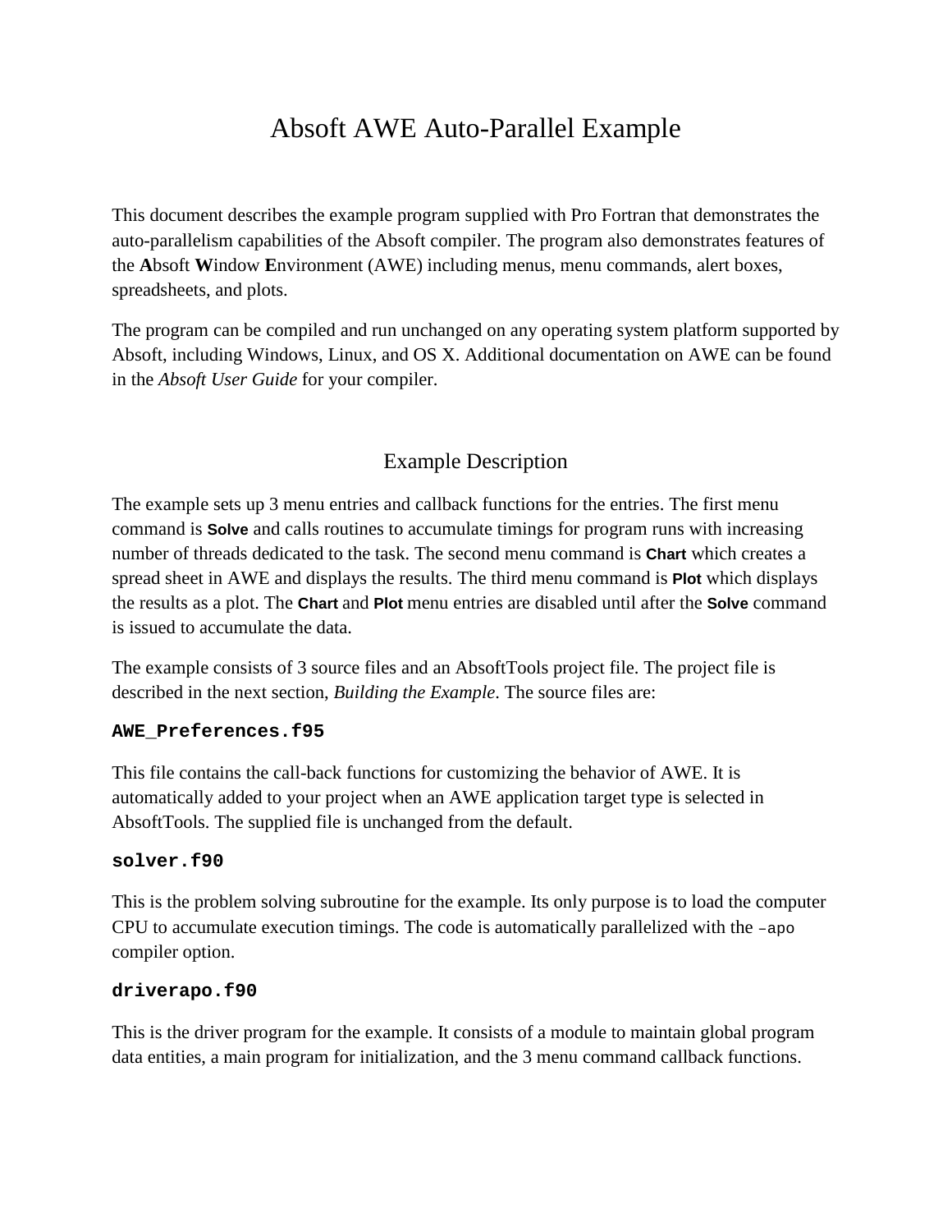# Absoft AWE Auto-Parallel Example

This document describes the example program supplied with Pro Fortran that demonstrates the auto-parallelism capabilities of the Absoft compiler. The program also demonstrates features of the **A**bsoft **W**indow **E**nvironment (AWE) including menus, menu commands, alert boxes, spreadsheets, and plots.

The program can be compiled and run unchanged on any operating system platform supported by Absoft, including Windows, Linux, and OS X. Additional documentation on AWE can be found in the *Absoft User Guide* for your compiler.

## Example Description

The example sets up 3 menu entries and callback functions for the entries. The first menu command is **Solve** and calls routines to accumulate timings for program runs with increasing number of threads dedicated to the task. The second menu command is **Chart** which creates a spread sheet in AWE and displays the results. The third menu command is **Plot** which displays the results as a plot. The **Chart** and **Plot** menu entries are disabled until after the **Solve** command is issued to accumulate the data.

The example consists of 3 source files and an AbsoftTools project file. The project file is described in the next section, *Building the Example*. The source files are:

**`AWE_Preferences.f95`**

This file contains the call-back functions for customizing the behavior of AWE. It is automatically added to your project when an AWE application target type is selected in AbsoftTools. The supplied file is unchanged from the default.

**`solver.f90`**

This is the problem solving subroutine for the example. Its only purpose is to load the computer CPU to accumulate execution timings. The code is automatically parallelized with the `–apo` compiler option.

**`driverapo.f90`**

This is the driver program for the example. It consists of a module to maintain global program data entities, a main program for initialization, and the 3 menu command callback functions.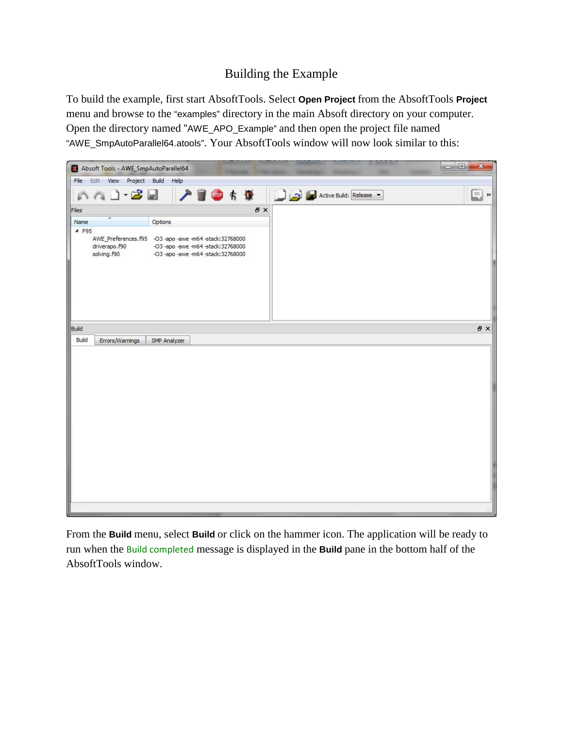# Building the Example

To build the example, first start AbsoftTools. Select **Open Project** from the AbsoftTools **Project** menu and browse to the "examples" directory in the main Absoft directory on your computer. Open the directory named "AWE_APO_Example" and then open the project file named "AWE_SmpAutoParallel64.atools". Your AbsoftTools window will now look similar to this:

From the **Build** menu, select **Build** or click on the hammer icon. The application will be ready to run when the Build completed message is displayed in the **Build** pane in the bottom half of the AbsoftTools window.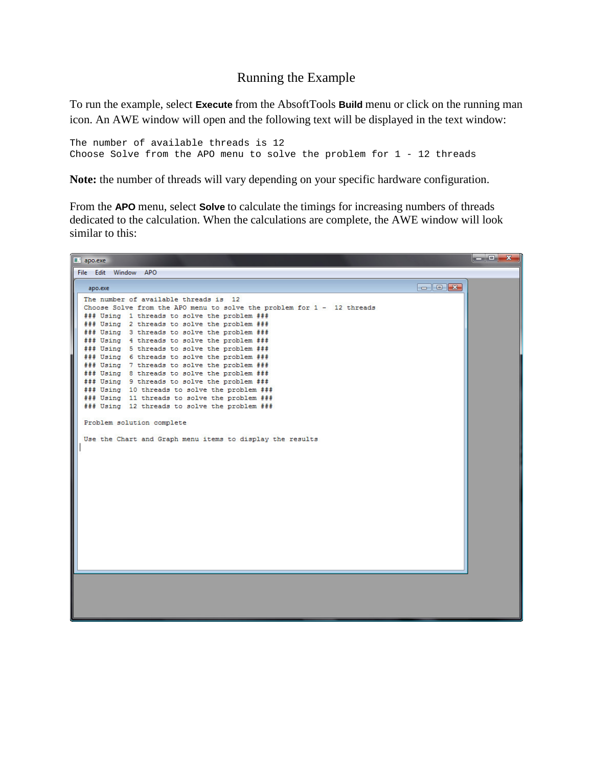# Running the Example

To run the example, select **Execute** from the AbsoftTools **Build** menu or click on the running man icon. An AWE window will open and the following text will be displayed in the text window:

```
The number of available threads is 12
Choose Solve from the APO menu to solve the problem for 1 - 12 threads
```

**Note:** the number of threads will vary depending on your specific hardware configuration.

From the **APO** menu, select **Solve** to calculate the timings for increasing numbers of threads dedicated to the calculation. When the calculations are complete, the AWE window will look similar to this:

```
The number of available threads is  12
Choose Solve from the APO menu to solve the problem for 1 -  12 threads
### Using  1 threads to solve the problem ###
### Using  2 threads to solve the problem ###
### Using  3 threads to solve the problem ###
### Using  4 threads to solve the problem ###
### Using  5 threads to solve the problem ###
### Using  6 threads to solve the problem ###
### Using  7 threads to solve the problem ###
### Using  8 threads to solve the problem ###
### Using  9 threads to solve the problem ###
### Using  10 threads to solve the problem ###
### Using  11 threads to solve the problem ###
### Using  12 threads to solve the problem ###

Problem solution complete

Use the Chart and Graph menu items to display the results
```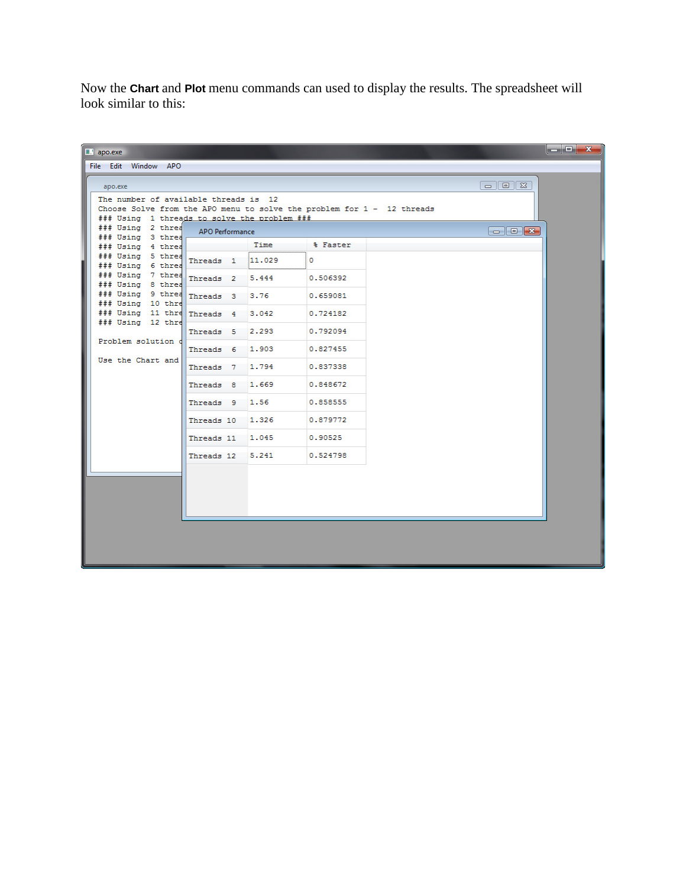Now the **Chart** and **Plot** menu commands can used to display the results. The spreadsheet will look similar to this:

| | Time | % Faster |
|---|---|---|
| Threads 1 | 11.029 | 0 |
| Threads 2 | 5.444 | 0.506392 |
| Threads 3 | 3.76 | 0.659081 |
| Threads 4 | 3.042 | 0.724182 |
| Threads 5 | 2.293 | 0.792094 |
| Threads 6 | 1.903 | 0.827455 |
| Threads 7 | 1.794 | 0.837338 |
| Threads 8 | 1.669 | 0.848672 |
| Threads 9 | 1.56 | 0.858555 |
| Threads 10 | 1.326 | 0.879772 |
| Threads 11 | 1.045 | 0.90525 |
| Threads 12 | 5.241 | 0.524798 |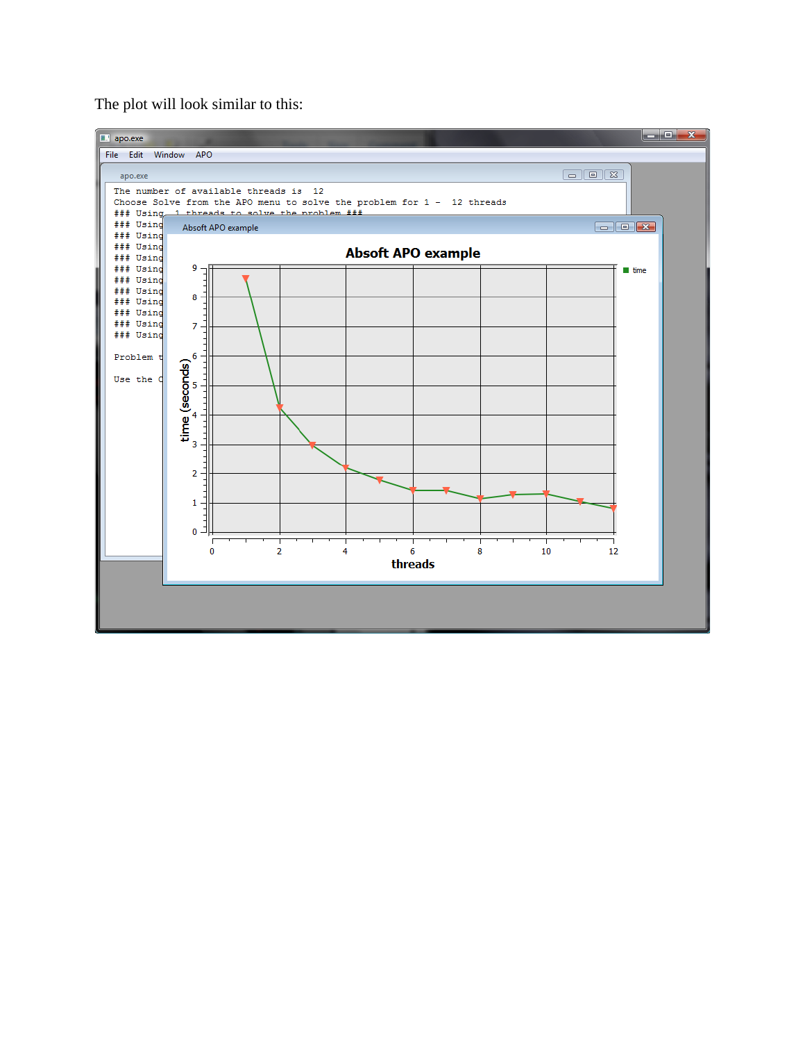The plot will look similar to this:

apo.exe

File Edit Window APO

apo.exe

```
The number of available threads is  12
Choose Solve from the APO menu to solve the problem for 1 -  12 threads
### Using  1 threads to solve the problem ###
### Using
### Using
### Using
### Using
### Using
### Using
### Using
### Using
### Using
### Using
### Using

Problem t

Use the C
```

Absoft APO example

Absoft APO example

time

time (seconds)

9
8
7
6
5
4
3
2
1
0

0 2 4 6 8 10 12

threads